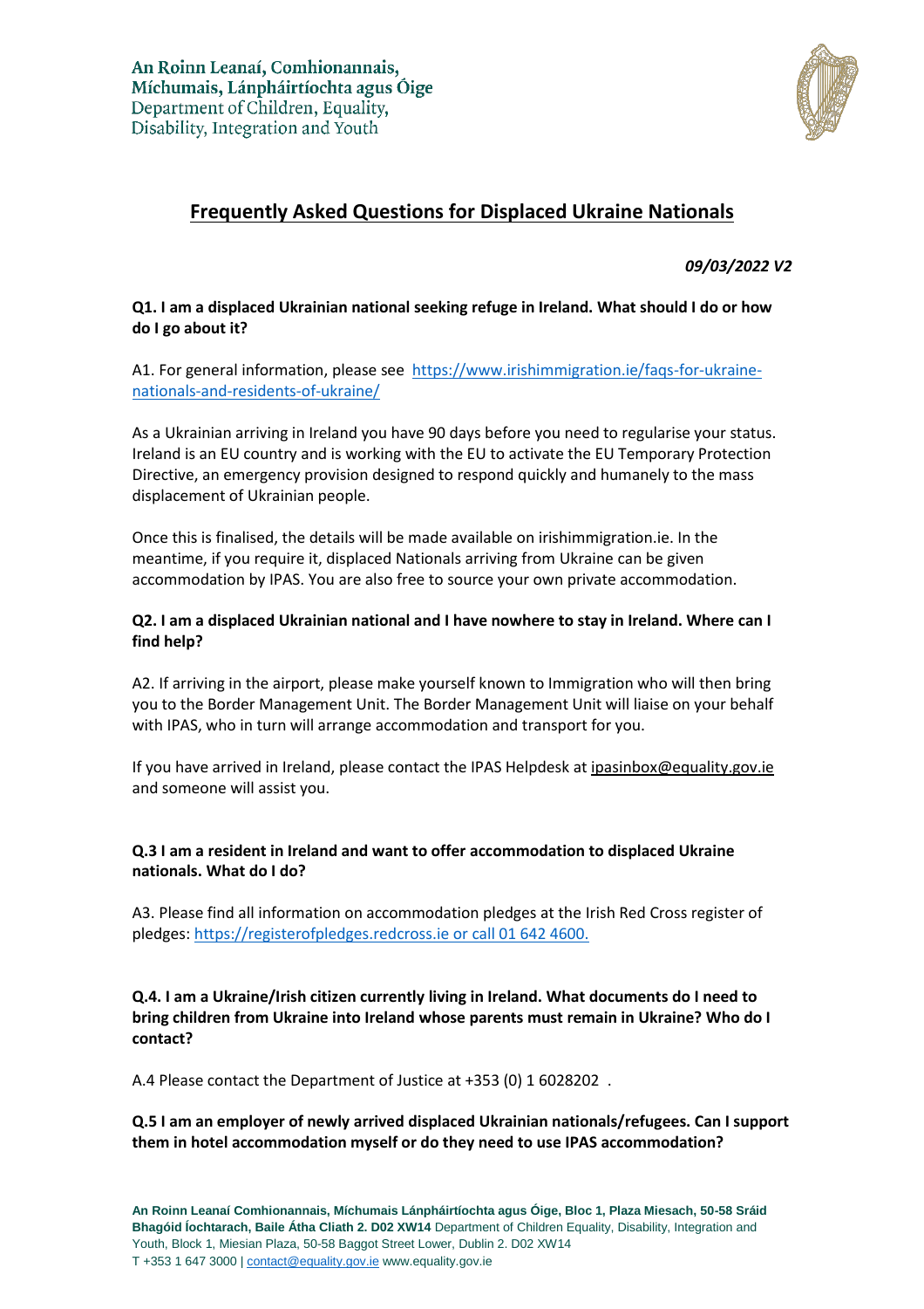An Roinn Leanaí, Comhionannais, Míchumais, Lánpháirtíochta agus Óige
Department of Children, Equality, Disability, Integration and Youth

# Frequently Asked Questions for Displaced Ukraine Nationals

*09/03/2022 V2*

**Q1. I am a displaced Ukrainian national seeking refuge in Ireland. What should I do or how do I go about it?**

A1. For general information, please see https://www.irishimmigration.ie/faqs-for-ukraine-nationals-and-residents-of-ukraine/

As a Ukrainian arriving in Ireland you have 90 days before you need to regularise your status. Ireland is an EU country and is working with the EU to activate the EU Temporary Protection Directive, an emergency provision designed to respond quickly and humanely to the mass displacement of Ukrainian people.

Once this is finalised, the details will be made available on irishimmigration.ie. In the meantime, if you require it, displaced Nationals arriving from Ukraine can be given accommodation by IPAS. You are also free to source your own private accommodation.

**Q2. I am a displaced Ukrainian national and I have nowhere to stay in Ireland. Where can I find help?**

A2. If arriving in the airport, please make yourself known to Immigration who will then bring you to the Border Management Unit. The Border Management Unit will liaise on your behalf with IPAS, who in turn will arrange accommodation and transport for you.

If you have arrived in Ireland, please contact the IPAS Helpdesk at ipasinbox@equality.gov.ie and someone will assist you.

**Q.3 I am a resident in Ireland and want to offer accommodation to displaced Ukraine nationals. What do I do?**

A3. Please find all information on accommodation pledges at the Irish Red Cross register of pledges: https://registerofpledges.redcross.ie or call 01 642 4600.

**Q.4. I am a Ukraine/Irish citizen currently living in Ireland. What documents do I need to bring children from Ukraine into Ireland whose parents must remain in Ukraine? Who do I contact?**

A.4 Please contact the Department of Justice at +353 (0) 1 6028202 .

**Q.5 I am an employer of newly arrived displaced Ukrainian nationals/refugees. Can I support them in hotel accommodation myself or do they need to use IPAS accommodation?**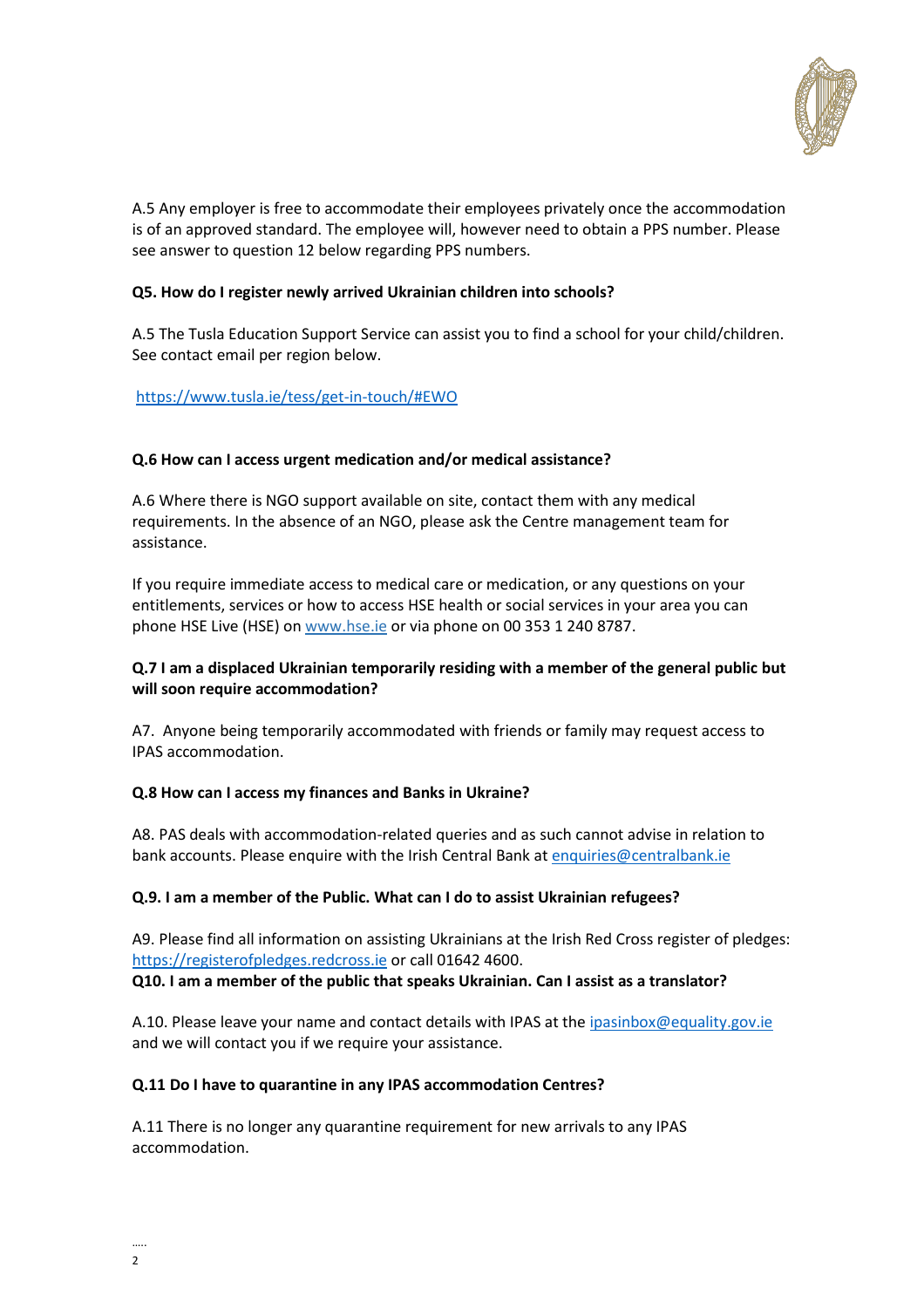A.5 Any employer is free to accommodate their employees privately once the accommodation is of an approved standard. The employee will, however need to obtain a PPS number. Please see answer to question 12 below regarding PPS numbers.

**Q5. How do I register newly arrived Ukrainian children into schools?**

A.5 The Tusla Education Support Service can assist you to find a school for your child/children. See contact email per region below.

https://www.tusla.ie/tess/get-in-touch/#EWO

**Q.6 How can I access urgent medication and/or medical assistance?**

A.6 Where there is NGO support available on site, contact them with any medical requirements. In the absence of an NGO, please ask the Centre management team for assistance.

If you require immediate access to medical care or medication, or any questions on your entitlements, services or how to access HSE health or social services in your area you can phone HSE Live (HSE) on www.hse.ie or via phone on 00 353 1 240 8787.

**Q.7 I am a displaced Ukrainian temporarily residing with a member of the general public but will soon require accommodation?**

A7. Anyone being temporarily accommodated with friends or family may request access to IPAS accommodation.

**Q.8 How can I access my finances and Banks in Ukraine?**

A8. PAS deals with accommodation-related queries and as such cannot advise in relation to bank accounts. Please enquire with the Irish Central Bank at enquiries@centralbank.ie

**Q.9. I am a member of the Public. What can I do to assist Ukrainian refugees?**

A9. Please find all information on assisting Ukrainians at the Irish Red Cross register of pledges: https://registerofpledges.redcross.ie or call 01642 4600.

**Q10. I am a member of the public that speaks Ukrainian. Can I assist as a translator?**

A.10. Please leave your name and contact details with IPAS at the ipasinbox@equality.gov.ie and we will contact you if we require your assistance.

**Q.11 Do I have to quarantine in any IPAS accommodation Centres?**

A.11 There is no longer any quarantine requirement for new arrivals to any IPAS accommodation.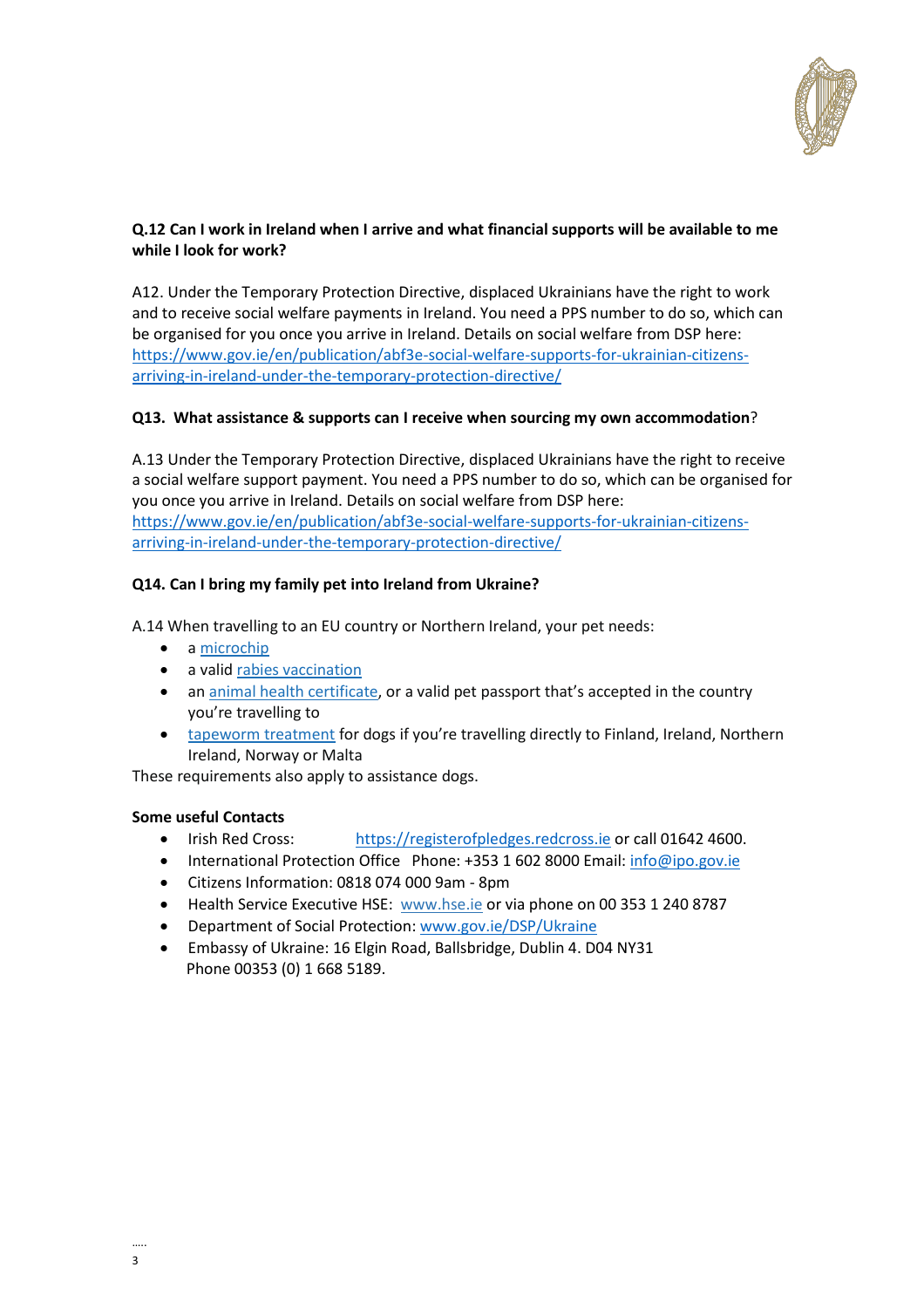**Q.12 Can I work in Ireland when I arrive and what financial supports will be available to me while I look for work?**

A12. Under the Temporary Protection Directive, displaced Ukrainians have the right to work and to receive social welfare payments in Ireland. You need a PPS number to do so, which can be organised for you once you arrive in Ireland. Details on social welfare from DSP here: [https://www.gov.ie/en/publication/abf3e-social-welfare-supports-for-ukrainian-citizens-arriving-in-ireland-under-the-temporary-protection-directive/](https://www.gov.ie/en/publication/abf3e-social-welfare-supports-for-ukrainian-citizens-arriving-in-ireland-under-the-temporary-protection-directive/)

**Q13. What assistance & supports can I receive when sourcing my own accommodation**?

A.13 Under the Temporary Protection Directive, displaced Ukrainians have the right to receive a social welfare support payment. You need a PPS number to do so, which can be organised for you once you arrive in Ireland. Details on social welfare from DSP here: [https://www.gov.ie/en/publication/abf3e-social-welfare-supports-for-ukrainian-citizens-arriving-in-ireland-under-the-temporary-protection-directive/](https://www.gov.ie/en/publication/abf3e-social-welfare-supports-for-ukrainian-citizens-arriving-in-ireland-under-the-temporary-protection-directive/)

**Q14. Can I bring my family pet into Ireland from Ukraine?**

A.14 When travelling to an EU country or Northern Ireland, your pet needs:

- a microchip
- a valid rabies vaccination
- an animal health certificate, or a valid pet passport that's accepted in the country you're travelling to
- tapeworm treatment for dogs if you're travelling directly to Finland, Ireland, Northern Ireland, Norway or Malta

These requirements also apply to assistance dogs.

**Some useful Contacts**

- Irish Red Cross: https://registerofpledges.redcross.ie or call 01642 4600.
- International Protection Office Phone: +353 1 602 8000 Email: info@ipo.gov.ie
- Citizens Information: 0818 074 000 9am - 8pm
- Health Service Executive HSE: www.hse.ie or via phone on 00 353 1 240 8787
- Department of Social Protection: www.gov.ie/DSP/Ukraine
- Embassy of Ukraine: 16 Elgin Road, Ballsbridge, Dublin 4. D04 NY31
  Phone 00353 (0) 1 668 5189.